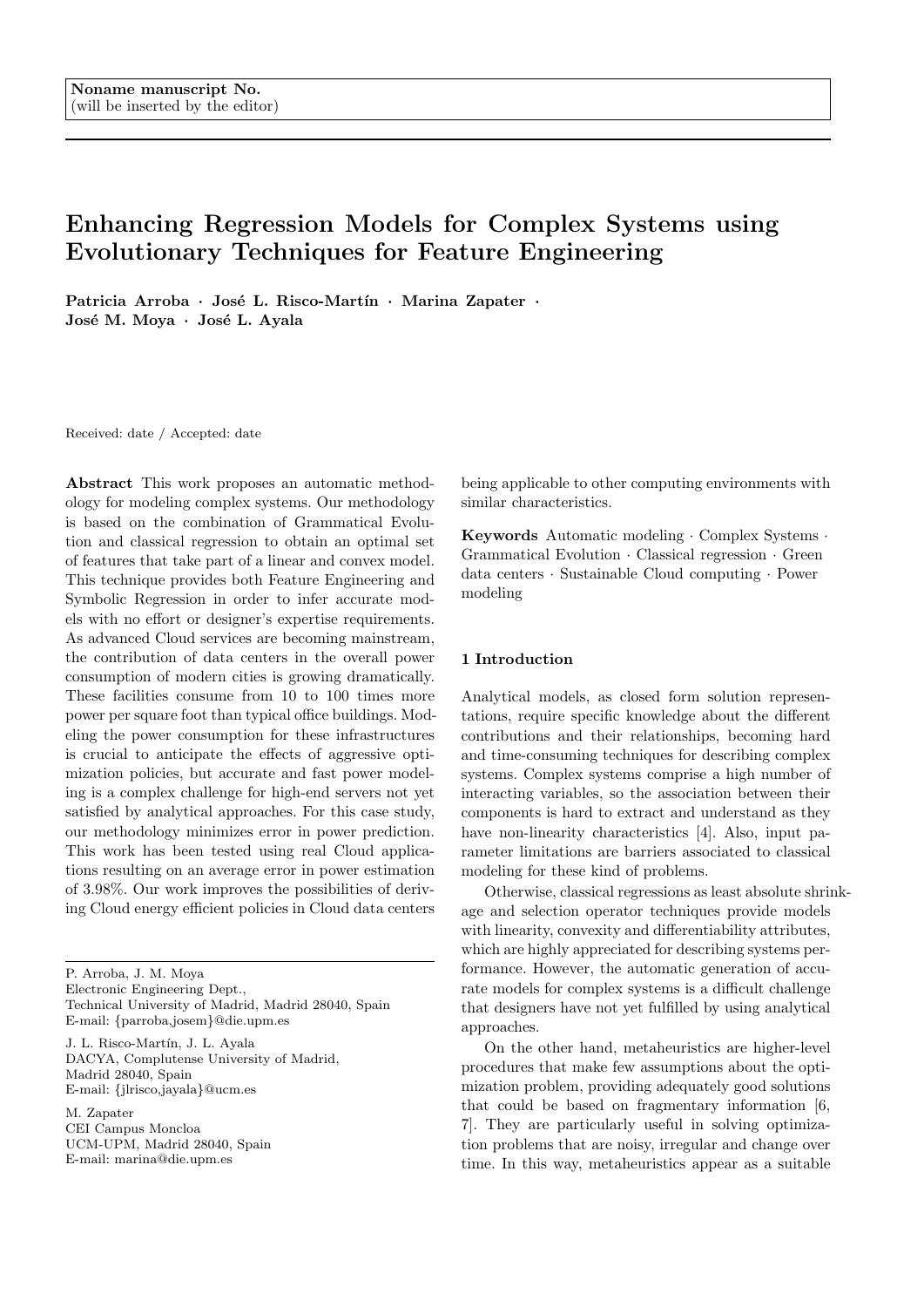Noname manuscript No.
(will be inserted by the editor)

# Enhancing Regression Models for Complex Systems using Evolutionary Techniques for Feature Engineering

**Patricia Arroba · José L. Risco-Martín · Marina Zapater · José M. Moya · José L. Ayala**

Received: date / Accepted: date

**Abstract** This work proposes an automatic methodology for modeling complex systems. Our methodology is based on the combination of Grammatical Evolution and classical regression to obtain an optimal set of features that take part of a linear and convex model. This technique provides both Feature Engineering and Symbolic Regression in order to infer accurate models with no effort or designer's expertise requirements. As advanced Cloud services are becoming mainstream, the contribution of data centers in the overall power consumption of modern cities is growing dramatically. These facilities consume from 10 to 100 times more power per square foot than typical office buildings. Modeling the power consumption for these infrastructures is crucial to anticipate the effects of aggressive optimization policies, but accurate and fast power modeling is a complex challenge for high-end servers not yet satisfied by analytical approaches. For this case study, our methodology minimizes error in power prediction. This work has been tested using real Cloud applications resulting on an average error in power estimation of 3.98%. Our work improves the possibilities of deriving Cloud energy efficient policies in Cloud data centers being applicable to other computing environments with similar characteristics.

**Keywords** Automatic modeling · Complex Systems · Grammatical Evolution · Classical regression · Green data centers · Sustainable Cloud computing · Power modeling

P. Arroba, J. M. Moya
Electronic Engineering Dept.,
Technical University of Madrid, Madrid 28040, Spain
E-mail: {parroba,josem}@die.upm.es

J. L. Risco-Martín, J. L. Ayala
DACYA, Complutense University of Madrid,
Madrid 28040, Spain
E-mail: {jlrisco,jayala}@ucm.es

M. Zapater
CEI Campus Moncloa
UCM-UPM, Madrid 28040, Spain
E-mail: marina@die.upm.es

## 1 Introduction

Analytical models, as closed form solution representations, require specific knowledge about the different contributions and their relationships, becoming hard and time-consuming techniques for describing complex systems. Complex systems comprise a high number of interacting variables, so the association between their components is hard to extract and understand as they have non-linearity characteristics [4]. Also, input parameter limitations are barriers associated to classical modeling for these kind of problems.

Otherwise, classical regressions as least absolute shrinkage and selection operator techniques provide models with linearity, convexity and differentiability attributes, which are highly appreciated for describing systems performance. However, the automatic generation of accurate models for complex systems is a difficult challenge that designers have not yet fulfilled by using analytical approaches.

On the other hand, metaheuristics are higher-level procedures that make few assumptions about the optimization problem, providing adequately good solutions that could be based on fragmentary information [6, 7]. They are particularly useful in solving optimization problems that are noisy, irregular and change over time. In this way, metaheuristics appear as a suitable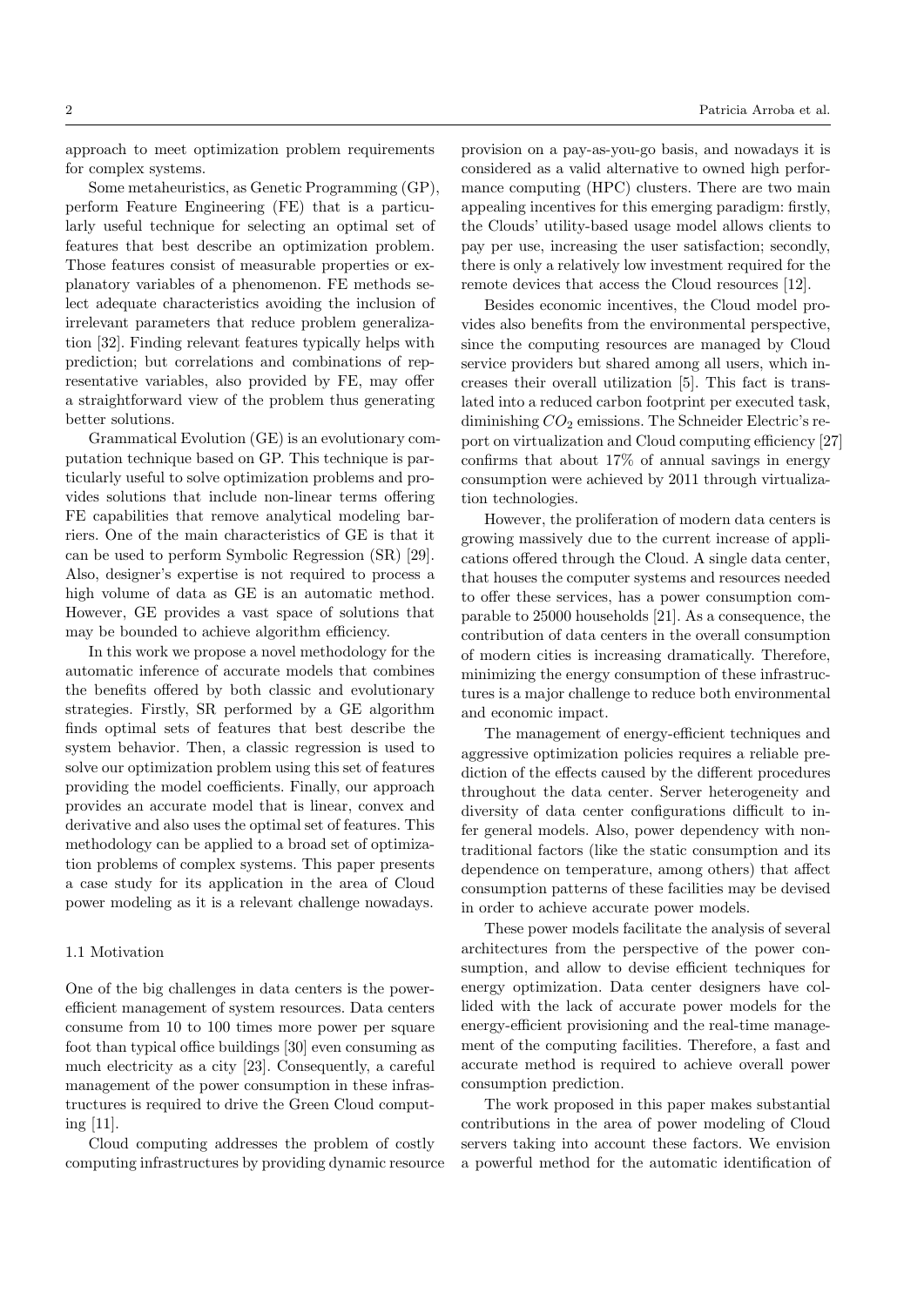approach to meet optimization problem requirements for complex systems.

Some metaheuristics, as Genetic Programming (GP), perform Feature Engineering (FE) that is a particularly useful technique for selecting an optimal set of features that best describe an optimization problem. Those features consist of measurable properties or explanatory variables of a phenomenon. FE methods select adequate characteristics avoiding the inclusion of irrelevant parameters that reduce problem generalization [32]. Finding relevant features typically helps with prediction; but correlations and combinations of representative variables, also provided by FE, may offer a straightforward view of the problem thus generating better solutions.

Grammatical Evolution (GE) is an evolutionary computation technique based on GP. This technique is particularly useful to solve optimization problems and provides solutions that include non-linear terms offering FE capabilities that remove analytical modeling barriers. One of the main characteristics of GE is that it can be used to perform Symbolic Regression (SR) [29]. Also, designer's expertise is not required to process a high volume of data as GE is an automatic method. However, GE provides a vast space of solutions that may be bounded to achieve algorithm efficiency.

In this work we propose a novel methodology for the automatic inference of accurate models that combines the benefits offered by both classic and evolutionary strategies. Firstly, SR performed by a GE algorithm finds optimal sets of features that best describe the system behavior. Then, a classic regression is used to solve our optimization problem using this set of features providing the model coefficients. Finally, our approach provides an accurate model that is linear, convex and derivative and also uses the optimal set of features. This methodology can be applied to a broad set of optimization problems of complex systems. This paper presents a case study for its application in the area of Cloud power modeling as it is a relevant challenge nowadays.

### 1.1 Motivation

One of the big challenges in data centers is the power-efficient management of system resources. Data centers consume from 10 to 100 times more power per square foot than typical office buildings [30] even consuming as much electricity as a city [23]. Consequently, a careful management of the power consumption in these infrastructures is required to drive the Green Cloud computing [11].

Cloud computing addresses the problem of costly computing infrastructures by providing dynamic resource provision on a pay-as-you-go basis, and nowadays it is considered as a valid alternative to owned high performance computing (HPC) clusters. There are two main appealing incentives for this emerging paradigm: firstly, the Clouds' utility-based usage model allows clients to pay per use, increasing the user satisfaction; secondly, there is only a relatively low investment required for the remote devices that access the Cloud resources [12].

Besides economic incentives, the Cloud model provides also benefits from the environmental perspective, since the computing resources are managed by Cloud service providers but shared among all users, which increases their overall utilization [5]. This fact is translated into a reduced carbon footprint per executed task, diminishing $CO_2$ emissions. The Schneider Electric's report on virtualization and Cloud computing efficiency [27] confirms that about 17% of annual savings in energy consumption were achieved by 2011 through virtualization technologies.

However, the proliferation of modern data centers is growing massively due to the current increase of applications offered through the Cloud. A single data center, that houses the computer systems and resources needed to offer these services, has a power consumption comparable to 25000 households [21]. As a consequence, the contribution of data centers in the overall consumption of modern cities is increasing dramatically. Therefore, minimizing the energy consumption of these infrastructures is a major challenge to reduce both environmental and economic impact.

The management of energy-efficient techniques and aggressive optimization policies requires a reliable prediction of the effects caused by the different procedures throughout the data center. Server heterogeneity and diversity of data center configurations difficult to infer general models. Also, power dependency with non-traditional factors (like the static consumption and its dependence on temperature, among others) that affect consumption patterns of these facilities may be devised in order to achieve accurate power models.

These power models facilitate the analysis of several architectures from the perspective of the power consumption, and allow to devise efficient techniques for energy optimization. Data center designers have collided with the lack of accurate power models for the energy-efficient provisioning and the real-time management of the computing facilities. Therefore, a fast and accurate method is required to achieve overall power consumption prediction.

The work proposed in this paper makes substantial contributions in the area of power modeling of Cloud servers taking into account these factors. We envision a powerful method for the automatic identification of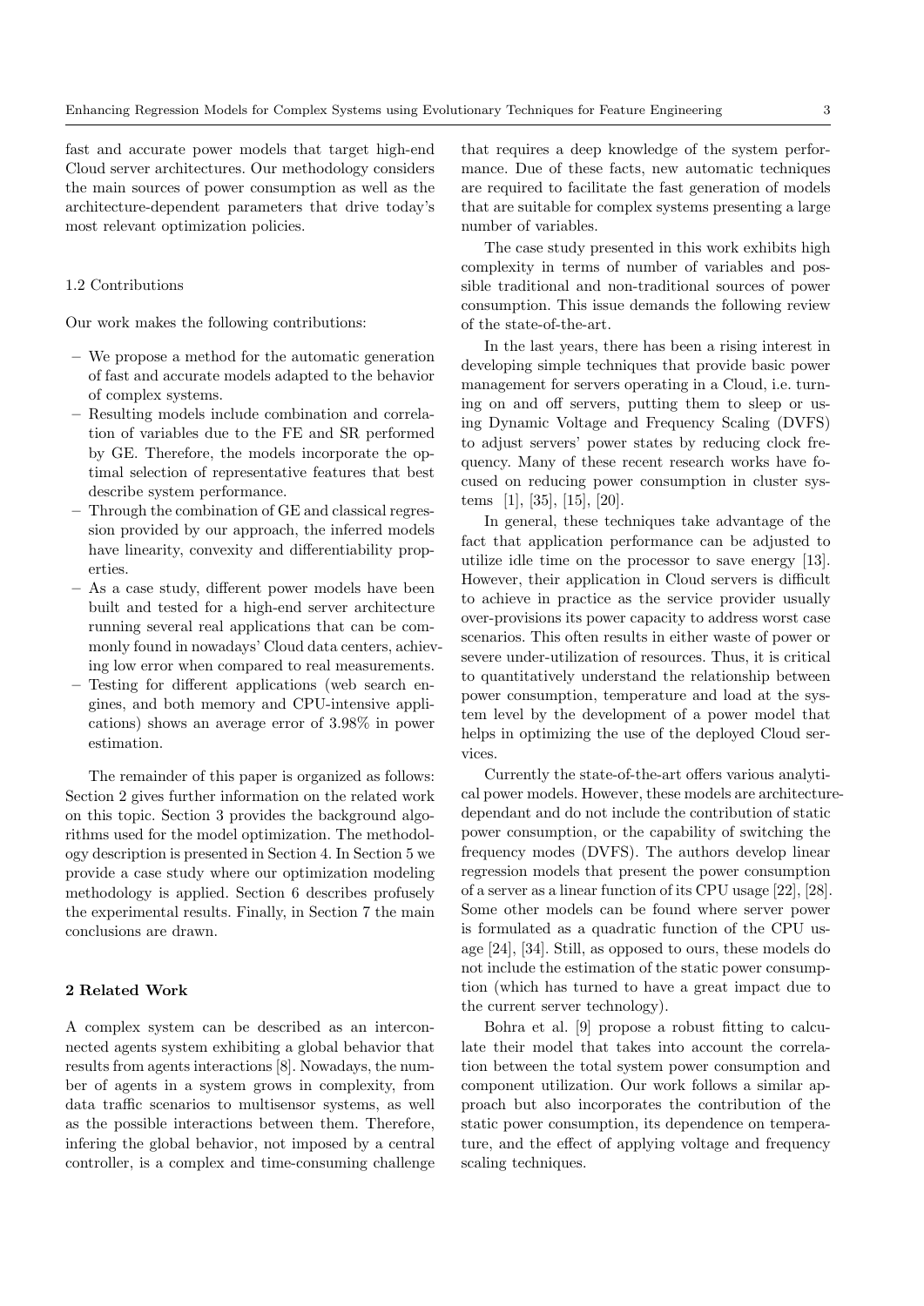fast and accurate power models that target high-end Cloud server architectures. Our methodology considers the main sources of power consumption as well as the architecture-dependent parameters that drive today's most relevant optimization policies.

### 1.2 Contributions

Our work makes the following contributions:

- We propose a method for the automatic generation of fast and accurate models adapted to the behavior of complex systems.
- Resulting models include combination and correlation of variables due to the FE and SR performed by GE. Therefore, the models incorporate the optimal selection of representative features that best describe system performance.
- Through the combination of GE and classical regression provided by our approach, the inferred models have linearity, convexity and differentiability properties.
- As a case study, different power models have been built and tested for a high-end server architecture running several real applications that can be commonly found in nowadays' Cloud data centers, achieving low error when compared to real measurements.
- Testing for different applications (web search engines, and both memory and CPU-intensive applications) shows an average error of 3.98% in power estimation.

The remainder of this paper is organized as follows: Section 2 gives further information on the related work on this topic. Section 3 provides the background algorithms used for the model optimization. The methodology description is presented in Section 4. In Section 5 we provide a case study where our optimization modeling methodology is applied. Section 6 describes profusely the experimental results. Finally, in Section 7 the main conclusions are drawn.

## 2 Related Work

A complex system can be described as an interconnected agents system exhibiting a global behavior that results from agents interactions [8]. Nowadays, the number of agents in a system grows in complexity, from data traffic scenarios to multisensor systems, as well as the possible interactions between them. Therefore, infering the global behavior, not imposed by a central controller, is a complex and time-consuming challenge that requires a deep knowledge of the system performance. Due of these facts, new automatic techniques are required to facilitate the fast generation of models that are suitable for complex systems presenting a large number of variables.

The case study presented in this work exhibits high complexity in terms of number of variables and possible traditional and non-traditional sources of power consumption. This issue demands the following review of the state-of-the-art.

In the last years, there has been a rising interest in developing simple techniques that provide basic power management for servers operating in a Cloud, i.e. turning on and off servers, putting them to sleep or using Dynamic Voltage and Frequency Scaling (DVFS) to adjust servers' power states by reducing clock frequency. Many of these recent research works have focused on reducing power consumption in cluster systems [1], [35], [15], [20].

In general, these techniques take advantage of the fact that application performance can be adjusted to utilize idle time on the processor to save energy [13]. However, their application in Cloud servers is difficult to achieve in practice as the service provider usually over-provisions its power capacity to address worst case scenarios. This often results in either waste of power or severe under-utilization of resources. Thus, it is critical to quantitatively understand the relationship between power consumption, temperature and load at the system level by the development of a power model that helps in optimizing the use of the deployed Cloud services.

Currently the state-of-the-art offers various analytical power models. However, these models are architecture-dependant and do not include the contribution of static power consumption, or the capability of switching the frequency modes (DVFS). The authors develop linear regression models that present the power consumption of a server as a linear function of its CPU usage [22], [28]. Some other models can be found where server power is formulated as a quadratic function of the CPU usage [24], [34]. Still, as opposed to ours, these models do not include the estimation of the static power consumption (which has turned to have a great impact due to the current server technology).

Bohra et al. [9] propose a robust fitting to calculate their model that takes into account the correlation between the total system power consumption and component utilization. Our work follows a similar approach but also incorporates the contribution of the static power consumption, its dependence on temperature, and the effect of applying voltage and frequency scaling techniques.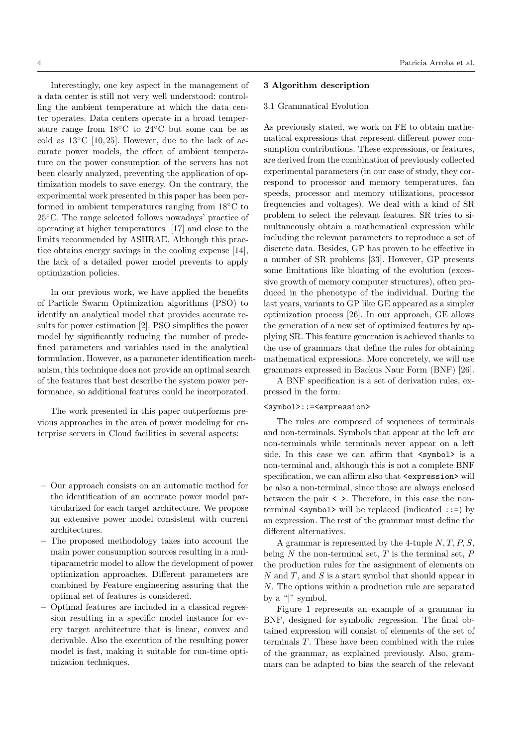Interestingly, one key aspect in the management of a data center is still not very well understood: controlling the ambient temperature at which the data center operates. Data centers operate in a broad temperature range from 18°C to 24°C but some can be as cold as 13°C [10,25]. However, due to the lack of accurate power models, the effect of ambient temperature on the power consumption of the servers has not been clearly analyzed, preventing the application of optimization models to save energy. On the contrary, the experimental work presented in this paper has been performed in ambient temperatures ranging from 18°C to 25°C. The range selected follows nowadays' practice of operating at higher temperatures [17] and close to the limits recommended by ASHRAE. Although this practice obtains energy savings in the cooling expense [14], the lack of a detailed power model prevents to apply optimization policies.

In our previous work, we have applied the benefits of Particle Swarm Optimization algorithms (PSO) to identify an analytical model that provides accurate results for power estimation [2]. PSO simplifies the power model by significantly reducing the number of predefined parameters and variables used in the analytical formulation. However, as a parameter identification mechanism, this technique does not provide an optimal search of the features that best describe the system power performance, so additional features could be incorporated.

The work presented in this paper outperforms previous approaches in the area of power modeling for enterprise servers in Cloud facilities in several aspects:

- Our approach consists on an automatic method for the identification of an accurate power model particularized for each target architecture. We propose an extensive power model consistent with current architectures.
- The proposed methodology takes into account the main power consumption sources resulting in a multiparametric model to allow the development of power optimization approaches. Different parameters are combined by Feature engineering assuring that the optimal set of features is considered.
- Optimal features are included in a classical regression resulting in a specific model instance for every target architecture that is linear, convex and derivable. Also the execution of the resulting power model is fast, making it suitable for run-time optimization techniques.

## 3 Algorithm description

### 3.1 Grammatical Evolution

As previously stated, we work on FE to obtain mathematical expressions that represent different power consumption contributions. These expressions, or features, are derived from the combination of previously collected experimental parameters (in our case of study, they correspond to processor and memory temperatures, fan speeds, processor and memory utilizations, processor frequencies and voltages). We deal with a kind of SR problem to select the relevant features. SR tries to simultaneously obtain a mathematical expression while including the relevant parameters to reproduce a set of discrete data. Besides, GP has proven to be effective in a number of SR problems [33]. However, GP presents some limitations like bloating of the evolution (excessive growth of memory computer structures), often produced in the phenotype of the individual. During the last years, variants to GP like GE appeared as a simpler optimization process [26]. In our approach, GE allows the generation of a new set of optimized features by applying SR. This feature generation is achieved thanks to the use of grammars that define the rules for obtaining mathematical expressions. More concretely, we will use grammars expressed in Backus Naur Form (BNF) [26].

A BNF specification is a set of derivation rules, expressed in the form:

```
<symbol>::=<expression>
```

The rules are composed of sequences of terminals and non-terminals. Symbols that appear at the left are non-terminals while terminals never appear on a left side. In this case we can affirm that `<symbol>` is a non-terminal and, although this is not a complete BNF specification, we can affirm also that `<expression>` will be also a non-terminal, since those are always enclosed between the pair `< >`. Therefore, in this case the non-terminal `<symbol>` will be replaced (indicated `::=`) by an expression. The rest of the grammar must define the different alternatives.

A grammar is represented by the 4-tuple $N, T, P, S$, being $N$ the non-terminal set, $T$ is the terminal set, $P$ the production rules for the assignment of elements on $N$ and $T$, and $S$ is a start symbol that should appear in $N$. The options within a production rule are separated by a "|" symbol.

Figure 1 represents an example of a grammar in BNF, designed for symbolic regression. The final obtained expression will consist of elements of the set of terminals $T$. These have been combined with the rules of the grammar, as explained previously. Also, grammars can be adapted to bias the search of the relevant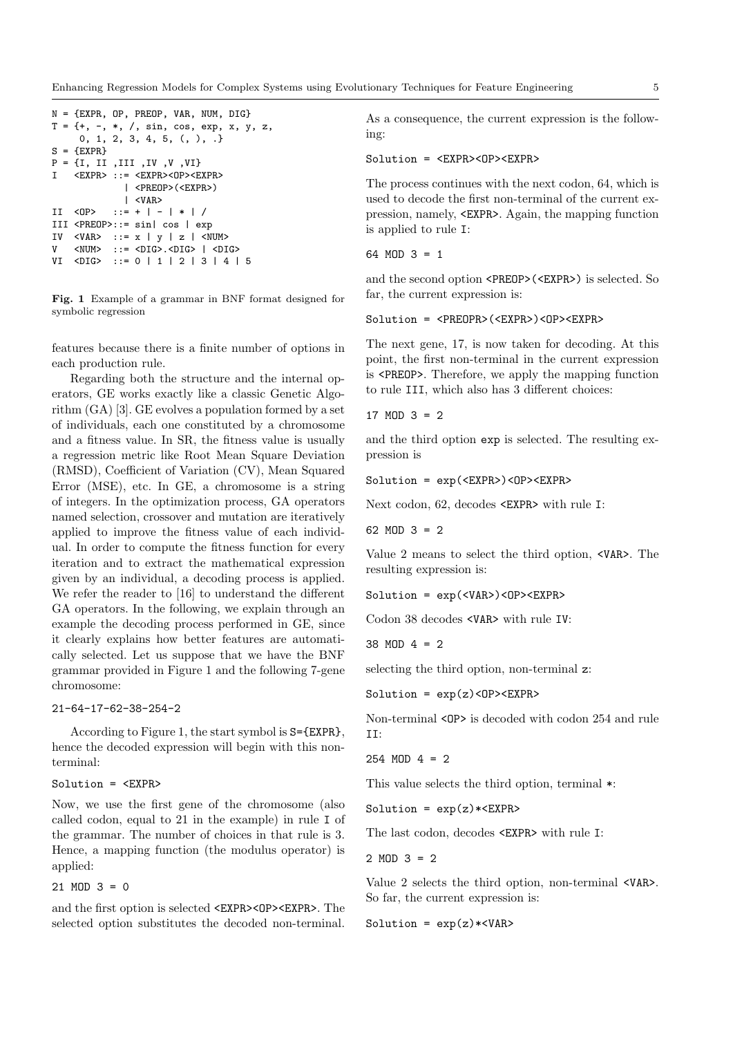```
N = {EXPR, OP, PREOP, VAR, NUM, DIG}
T = {+, -, *, /, sin, cos, exp, x, y, z,
     0, 1, 2, 3, 4, 5, (, ), .}
S = {EXPR}
P = {I, II ,III ,IV ,V ,VI}
I   <EXPR> ::= <EXPR><OP><EXPR>
             | <PREOP>(<EXPR>)
             | <VAR>
II  <OP>   ::= + | - | * | /
III <PREOP>::= sin| cos | exp
IV  <VAR>  ::= x | y | z | <NUM>
V   <NUM>  ::= <DIG>.<DIG> | <DIG>
VI  <DIG>  ::= 0 | 1 | 2 | 3 | 4 | 5
```

**Fig. 1** Example of a grammar in BNF format designed for symbolic regression

features because there is a finite number of options in each production rule.

Regarding both the structure and the internal operators, GE works exactly like a classic Genetic Algorithm (GA) [3]. GE evolves a population formed by a set of individuals, each one constituted by a chromosome and a fitness value. In SR, the fitness value is usually a regression metric like Root Mean Square Deviation (RMSD), Coefficient of Variation (CV), Mean Squared Error (MSE), etc. In GE, a chromosome is a string of integers. In the optimization process, GA operators named selection, crossover and mutation are iteratively applied to improve the fitness value of each individual. In order to compute the fitness function for every iteration and to extract the mathematical expression given by an individual, a decoding process is applied. We refer the reader to [16] to understand the different GA operators. In the following, we explain through an example the decoding process performed in GE, since it clearly explains how better features are automatically selected. Let us suppose that we have the BNF grammar provided in Figure 1 and the following 7-gene chromosome:

```
21-64-17-62-38-254-2
```

According to Figure 1, the start symbol is `S={EXPR}`, hence the decoded expression will begin with this non-terminal:

```
Solution = <EXPR>
```

Now, we use the first gene of the chromosome (also called codon, equal to 21 in the example) in rule `I` of the grammar. The number of choices in that rule is 3. Hence, a mapping function (the modulus operator) is applied:

```
21 MOD 3 = 0
```

and the first option is selected `<EXPR><OP><EXPR>`. The selected option substitutes the decoded non-terminal. As a consequence, the current expression is the following:

```
Solution = <EXPR><OP><EXPR>
```

The process continues with the next codon, 64, which is used to decode the first non-terminal of the current expression, namely, `<EXPR>`. Again, the mapping function is applied to rule `I`:

```
64 MOD 3 = 1
```

and the second option `<PREOP>(<EXPR>)` is selected. So far, the current expression is:

```
Solution = <PREOPR>(<EXPR>)<OP><EXPR>
```

The next gene, 17, is now taken for decoding. At this point, the first non-terminal in the current expression is `<PREOP>`. Therefore, we apply the mapping function to rule `III`, which also has 3 different choices:

```
17 MOD 3 = 2
```

and the third option `exp` is selected. The resulting expression is

```
Solution = exp(<EXPR>)<OP><EXPR>
```

Next codon, 62, decodes `<EXPR>` with rule `I`:

```
62 MOD 3 = 2
```

Value 2 means to select the third option, `<VAR>`. The resulting expression is:

```
Solution = exp(<VAR>)<OP><EXPR>
```

Codon 38 decodes `<VAR>` with rule `IV`:

```
38 MOD 4 = 2
```

selecting the third option, non-terminal `z`:

```
Solution = exp(z)<OP><EXPR>
```

Non-terminal `<OP>` is decoded with codon 254 and rule `II`:

```
254 MOD 4 = 2
```

This value selects the third option, terminal `*`:

```
Solution = exp(z)*<EXPR>
```

The last codon, decodes `<EXPR>` with rule `I`:

```
2 MOD 3 = 2
```

Value 2 selects the third option, non-terminal `<VAR>`. So far, the current expression is:

```
Solution = exp(z)*<VAR>
```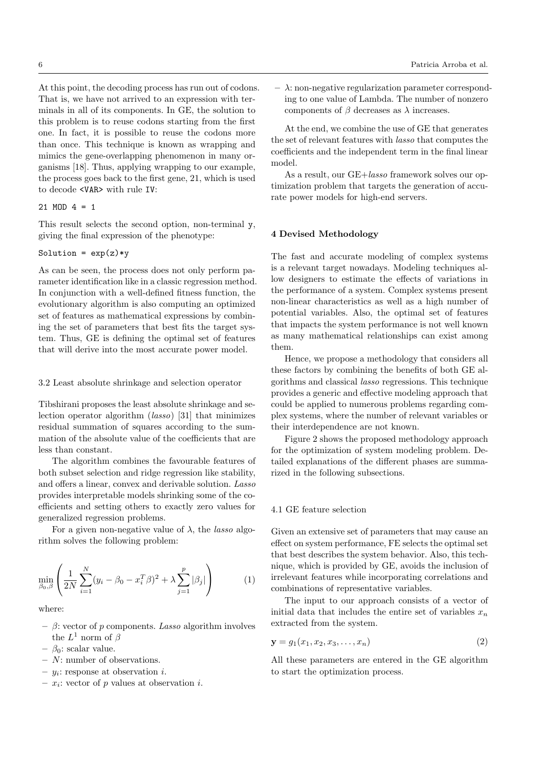At this point, the decoding process has run out of codons. That is, we have not arrived to an expression with terminals in all of its components. In GE, the solution to this problem is to reuse codons starting from the first one. In fact, it is possible to reuse the codons more than once. This technique is known as wrapping and mimics the gene-overlapping phenomenon in many organisms [18]. Thus, applying wrapping to our example, the process goes back to the first gene, 21, which is used to decode `<VAR>` with rule `IV`:

```
21 MOD 4 = 1
```

This result selects the second option, non-terminal `y`, giving the final expression of the phenotype:

```
Solution = exp(z)*y
```

As can be seen, the process does not only perform parameter identification like in a classic regression method. In conjunction with a well-defined fitness function, the evolutionary algorithm is also computing an optimized set of features as mathematical expressions by combining the set of parameters that best fits the target system. Thus, GE is defining the optimal set of features that will derive into the most accurate power model.

### 3.2 Least absolute shrinkage and selection operator

Tibshirani proposes the least absolute shrinkage and selection operator algorithm (*lasso*) [31] that minimizes residual summation of squares according to the summation of the absolute value of the coefficients that are less than constant.

The algorithm combines the favourable features of both subset selection and ridge regression like stability, and offers a linear, convex and derivable solution. *Lasso* provides interpretable models shrinking some of the coefficients and setting others to exactly zero values for generalized regression problems.

For a given non-negative value of $\lambda$, the *lasso* algorithm solves the following problem:

$$\min_{\beta_0,\beta}\left(\frac{1}{2N}\sum_{i=1}^{N}(y_i-\beta_0-x_i^T\beta)^2+\lambda\sum_{j=1}^{p}|\beta_j|\right) \quad (1)$$

where:

- $\beta$: vector of $p$ components. *Lasso* algorithm involves the $L^1$ norm of $\beta$
- $\beta_0$: scalar value.
- $N$: number of observations.
- $y_i$: response at observation $i$.
- $x_i$: vector of $p$ values at observation $i$.
- $\lambda$: non-negative regularization parameter corresponding to one value of Lambda. The number of nonzero components of $\beta$ decreases as $\lambda$ increases.

At the end, we combine the use of GE that generates the set of relevant features with *lasso* that computes the coefficients and the independent term in the final linear model.

As a result, our GE+*lasso* framework solves our optimization problem that targets the generation of accurate power models for high-end servers.

## 4 Devised Methodology

The fast and accurate modeling of complex systems is a relevant target nowadays. Modeling techniques allow designers to estimate the effects of variations in the performance of a system. Complex systems present non-linear characteristics as well as a high number of potential variables. Also, the optimal set of features that impacts the system performance is not well known as many mathematical relationships can exist among them.

Hence, we propose a methodology that considers all these factors by combining the benefits of both GE algorithms and classical *lasso* regressions. This technique provides a generic and effective modeling approach that could be applied to numerous problems regarding complex systems, where the number of relevant variables or their interdependence are not known.

Figure 2 shows the proposed methodology approach for the optimization of system modeling problem. Detailed explanations of the different phases are summarized in the following subsections.

### 4.1 GE feature selection

Given an extensive set of parameters that may cause an effect on system performance, FE selects the optimal set that best describes the system behavior. Also, this technique, which is provided by GE, avoids the inclusion of irrelevant features while incorporating correlations and combinations of representative variables.

The input to our approach consists of a vector of initial data that includes the entire set of variables $x_n$ extracted from the system.

$$\mathbf{y} = g_1(x_1, x_2, x_3, \ldots, x_n) \quad (2)$$

All these parameters are entered in the GE algorithm to start the optimization process.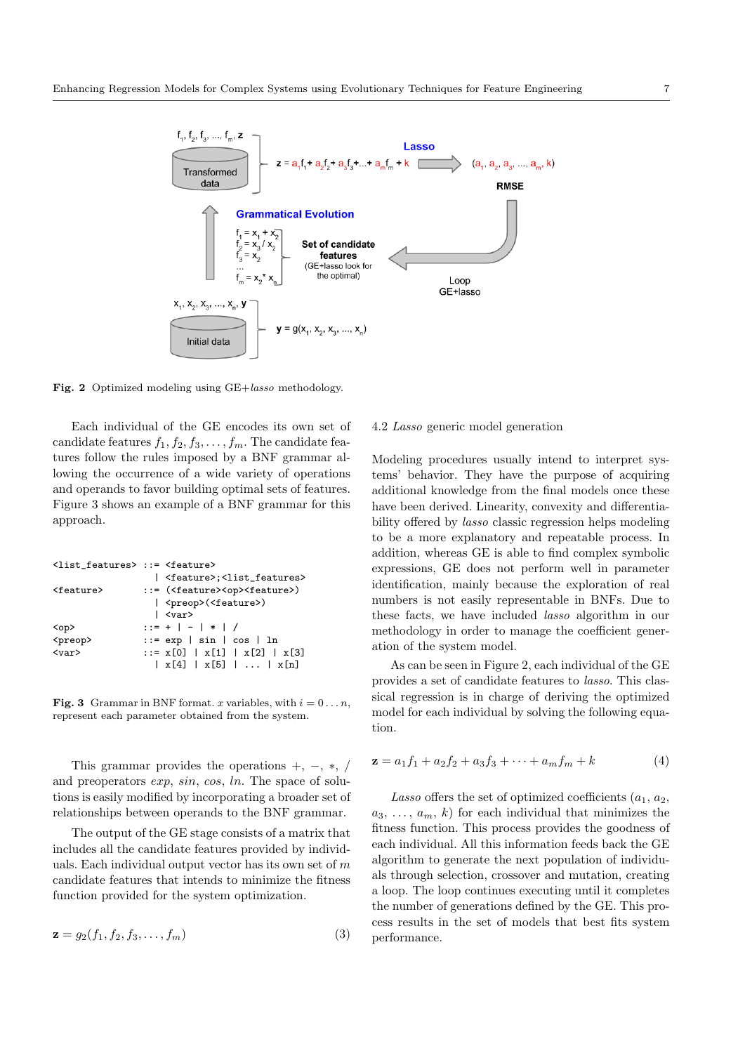Fig. 2 Optimized modeling using GE+*lasso* methodology.

Each individual of the GE encodes its own set of candidate features $f_1, f_2, f_3, \ldots, f_m$. The candidate features follow the rules imposed by a BNF grammar allowing the occurrence of a wide variety of operations and operands to favor building optimal sets of features. Figure 3 shows an example of a BNF grammar for this approach.

```
<list_features> ::= <feature>
                  | <feature>;<list_features>
<feature>       ::= (<feature><op><feature>)
                  | <preop>(<feature>)
                  | <var>
<op>            ::= + | - | * | /
<preop>         ::= exp | sin | cos | ln
<var>           ::= x[0] | x[1] | x[2] | x[3]
                  | x[4] | x[5] | ... | x[n]
```

Fig. 3 Grammar in BNF format. $x$ variables, with $i = 0 \ldots n$, represent each parameter obtained from the system.

This grammar provides the operations $+$, $-$, $*$, $/$ and preoperators *exp*, *sin*, *cos*, *ln*. The space of solutions is easily modified by incorporating a broader set of relationships between operands to the BNF grammar.

The output of the GE stage consists of a matrix that includes all the candidate features provided by individuals. Each individual output vector has its own set of $m$ candidate features that intends to minimize the fitness function provided for the system optimization.

$$\mathbf{z} = g_2(f_1, f_2, f_3, \ldots, f_m) \tag{3}$$

4.2 *Lasso* generic model generation

Modeling procedures usually intend to interpret systems' behavior. They have the purpose of acquiring additional knowledge from the final models once these have been derived. Linearity, convexity and differentiability offered by *lasso* classic regression helps modeling to be a more explanatory and repeatable process. In addition, whereas GE is able to find complex symbolic expressions, GE does not perform well in parameter identification, mainly because the exploration of real numbers is not easily representable in BNFs. Due to these facts, we have included *lasso* algorithm in our methodology in order to manage the coefficient generation of the system model.

As can be seen in Figure 2, each individual of the GE provides a set of candidate features to *lasso*. This classical regression is in charge of deriving the optimized model for each individual by solving the following equation.

$$\mathbf{z} = a_1 f_1 + a_2 f_2 + a_3 f_3 + \cdots + a_m f_m + k \tag{4}$$

*Lasso* offers the set of optimized coefficients ($a_1$, $a_2$, $a_3$, $\ldots$, $a_m$, $k$) for each individual that minimizes the fitness function. This process provides the goodness of each individual. All this information feeds back the GE algorithm to generate the next population of individuals through selection, crossover and mutation, creating a loop. The loop continues executing until it completes the number of generations defined by the GE. This process results in the set of models that best fits system performance.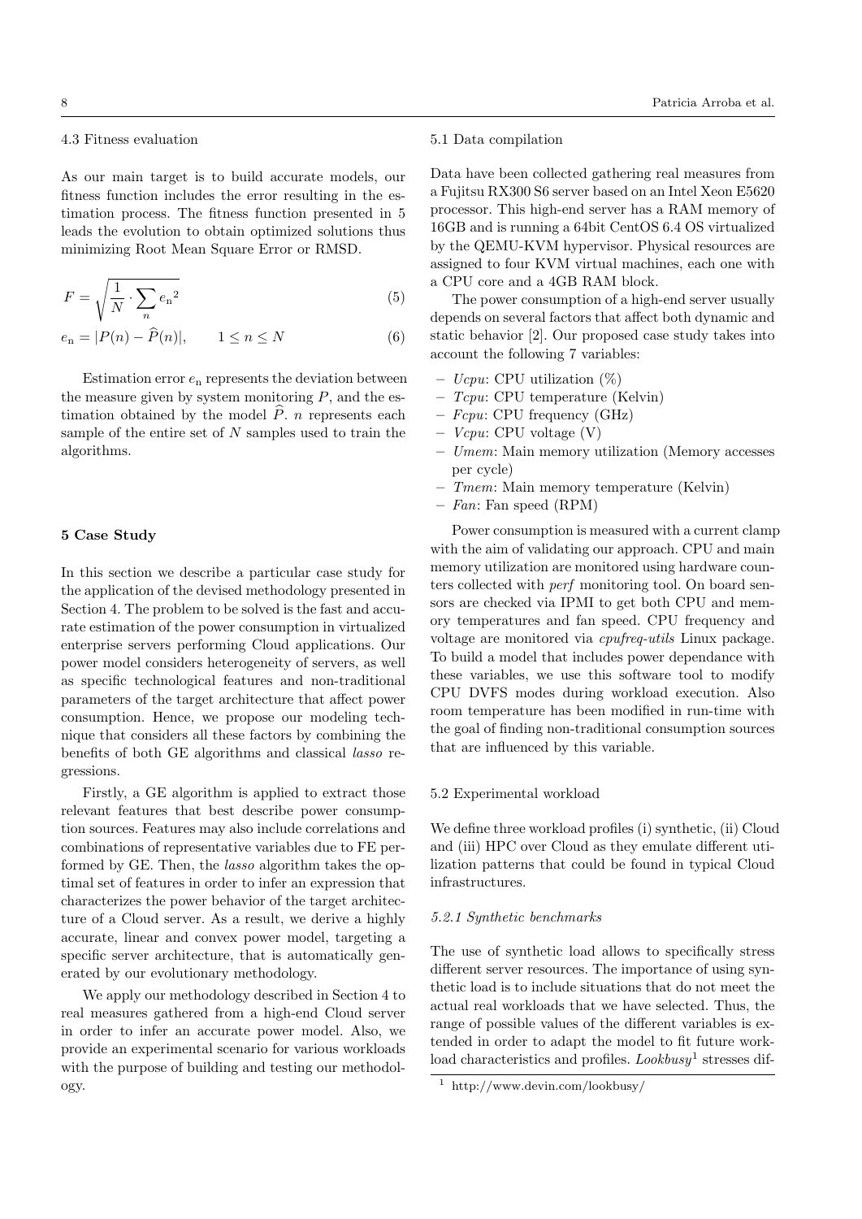### 4.3 Fitness evaluation

As our main target is to build accurate models, our fitness function includes the error resulting in the estimation process. The fitness function presented in 5 leads the evolution to obtain optimized solutions thus minimizing Root Mean Square Error or RMSD.

$$F = \sqrt{\frac{1}{N} \cdot \sum_{n} {e_{\mathrm{n}}}^2} \tag{5}$$

$$e_{\mathrm{n}} = |P(n) - \widehat{P}(n)|, \qquad 1 \leq n \leq N \tag{6}$$

Estimation error $e_{\mathrm{n}}$ represents the deviation between the measure given by system monitoring $P$, and the estimation obtained by the model $\widehat{P}$. $n$ represents each sample of the entire set of $N$ samples used to train the algorithms.

## 5 Case Study

In this section we describe a particular case study for the application of the devised methodology presented in Section 4. The problem to be solved is the fast and accurate estimation of the power consumption in virtualized enterprise servers performing Cloud applications. Our power model considers heterogeneity of servers, as well as specific technological features and non-traditional parameters of the target architecture that affect power consumption. Hence, we propose our modeling technique that considers all these factors by combining the benefits of both GE algorithms and classical *lasso* regressions.

Firstly, a GE algorithm is applied to extract those relevant features that best describe power consumption sources. Features may also include correlations and combinations of representative variables due to FE performed by GE. Then, the *lasso* algorithm takes the optimal set of features in order to infer an expression that characterizes the power behavior of the target architecture of a Cloud server. As a result, we derive a highly accurate, linear and convex power model, targeting a specific server architecture, that is automatically generated by our evolutionary methodology.

We apply our methodology described in Section 4 to real measures gathered from a high-end Cloud server in order to infer an accurate power model. Also, we provide an experimental scenario for various workloads with the purpose of building and testing our methodology.

### 5.1 Data compilation

Data have been collected gathering real measures from a Fujitsu RX300 S6 server based on an Intel Xeon E5620 processor. This high-end server has a RAM memory of 16GB and is running a 64bit CentOS 6.4 OS virtualized by the QEMU-KVM hypervisor. Physical resources are assigned to four KVM virtual machines, each one with a CPU core and a 4GB RAM block.

The power consumption of a high-end server usually depends on several factors that affect both dynamic and static behavior [2]. Our proposed case study takes into account the following 7 variables:

- *Ucpu*: CPU utilization (%)
- *Tcpu*: CPU temperature (Kelvin)
- *Fcpu*: CPU frequency (GHz)
- *Vcpu*: CPU voltage (V)
- *Umem*: Main memory utilization (Memory accesses per cycle)
- *Tmem*: Main memory temperature (Kelvin)
- *Fan*: Fan speed (RPM)

Power consumption is measured with a current clamp with the aim of validating our approach. CPU and main memory utilization are monitored using hardware counters collected with *perf* monitoring tool. On board sensors are checked via IPMI to get both CPU and memory temperatures and fan speed. CPU frequency and voltage are monitored via *cpufreq-utils* Linux package. To build a model that includes power dependance with these variables, we use this software tool to modify CPU DVFS modes during workload execution. Also room temperature has been modified in run-time with the goal of finding non-traditional consumption sources that are influenced by this variable.

### 5.2 Experimental workload

We define three workload profiles (i) synthetic, (ii) Cloud and (iii) HPC over Cloud as they emulate different utilization patterns that could be found in typical Cloud infrastructures.

#### *5.2.1 Synthetic benchmarks*

The use of synthetic load allows to specifically stress different server resources. The importance of using synthetic load is to include situations that do not meet the actual real workloads that we have selected. Thus, the range of possible values of the different variables is extended in order to adapt the model to fit future workload characteristics and profiles. *Lookbusy*[1] stresses dif-

[1] http://www.devin.com/lookbusy/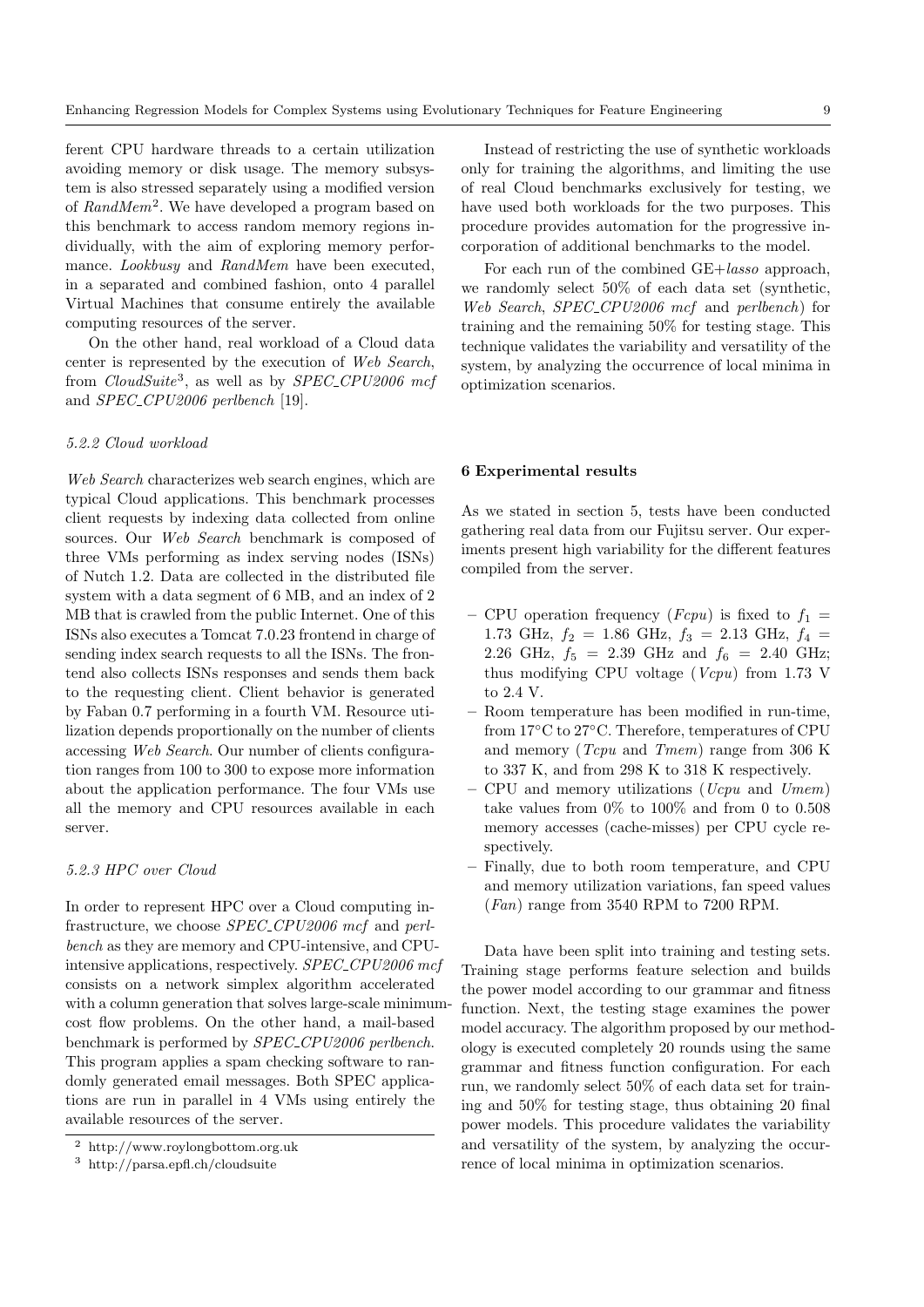ferent CPU hardware threads to a certain utilization avoiding memory or disk usage. The memory subsystem is also stressed separately using a modified version of *RandMem*[2]. We have developed a program based on this benchmark to access random memory regions individually, with the aim of exploring memory performance. *Lookbusy* and *RandMem* have been executed, in a separated and combined fashion, onto 4 parallel Virtual Machines that consume entirely the available computing resources of the server.

On the other hand, real workload of a Cloud data center is represented by the execution of *Web Search*, from *CloudSuite*[3], as well as by *SPEC_CPU2006 mcf* and *SPEC_CPU2006 perlbench* [19].

#### 5.2.2 Cloud workload

*Web Search* characterizes web search engines, which are typical Cloud applications. This benchmark processes client requests by indexing data collected from online sources. Our *Web Search* benchmark is composed of three VMs performing as index serving nodes (ISNs) of Nutch 1.2. Data are collected in the distributed file system with a data segment of 6 MB, and an index of 2 MB that is crawled from the public Internet. One of this ISNs also executes a Tomcat 7.0.23 frontend in charge of sending index search requests to all the ISNs. The frontend also collects ISNs responses and sends them back to the requesting client. Client behavior is generated by Faban 0.7 performing in a fourth VM. Resource utilization depends proportionally on the number of clients accessing *Web Search*. Our number of clients configuration ranges from 100 to 300 to expose more information about the application performance. The four VMs use all the memory and CPU resources available in each server.

#### 5.2.3 HPC over Cloud

In order to represent HPC over a Cloud computing infrastructure, we choose *SPEC_CPU2006 mcf* and *perlbench* as they are memory and CPU-intensive, and CPU-intensive applications, respectively. *SPEC_CPU2006 mcf* consists on a network simplex algorithm accelerated with a column generation that solves large-scale minimum-cost flow problems. On the other hand, a mail-based benchmark is performed by *SPEC_CPU2006 perlbench*. This program applies a spam checking software to randomly generated email messages. Both SPEC applications are run in parallel in 4 VMs using entirely the available resources of the server.

[2] http://www.roylongbottom.org.uk

[3] http://parsa.epfl.ch/cloudsuite

Instead of restricting the use of synthetic workloads only for training the algorithms, and limiting the use of real Cloud benchmarks exclusively for testing, we have used both workloads for the two purposes. This procedure provides automation for the progressive incorporation of additional benchmarks to the model.

For each run of the combined GE+*lasso* approach, we randomly select 50% of each data set (synthetic, *Web Search*, *SPEC_CPU2006 mcf* and *perlbench*) for training and the remaining 50% for testing stage. This technique validates the variability and versatility of the system, by analyzing the occurrence of local minima in optimization scenarios.

## 6 Experimental results

As we stated in section 5, tests have been conducted gathering real data from our Fujitsu server. Our experiments present high variability for the different features compiled from the server.

- CPU operation frequency (*Fcpu*) is fixed to $f_1$ = 1.73 GHz, $f_2$ = 1.86 GHz, $f_3$ = 2.13 GHz, $f_4$ = 2.26 GHz, $f_5$ = 2.39 GHz and $f_6$ = 2.40 GHz; thus modifying CPU voltage (*Vcpu*) from 1.73 V to 2.4 V.
- Room temperature has been modified in run-time, from 17°C to 27°C. Therefore, temperatures of CPU and memory (*Tcpu* and *Tmem*) range from 306 K to 337 K, and from 298 K to 318 K respectively.
- CPU and memory utilizations (*Ucpu* and *Umem*) take values from 0% to 100% and from 0 to 0.508 memory accesses (cache-misses) per CPU cycle respectively.
- Finally, due to both room temperature, and CPU and memory utilization variations, fan speed values (*Fan*) range from 3540 RPM to 7200 RPM.

Data have been split into training and testing sets. Training stage performs feature selection and builds the power model according to our grammar and fitness function. Next, the testing stage examines the power model accuracy. The algorithm proposed by our methodology is executed completely 20 rounds using the same grammar and fitness function configuration. For each run, we randomly select 50% of each data set for training and 50% for testing stage, thus obtaining 20 final power models. This procedure validates the variability and versatility of the system, by analyzing the occurrence of local minima in optimization scenarios.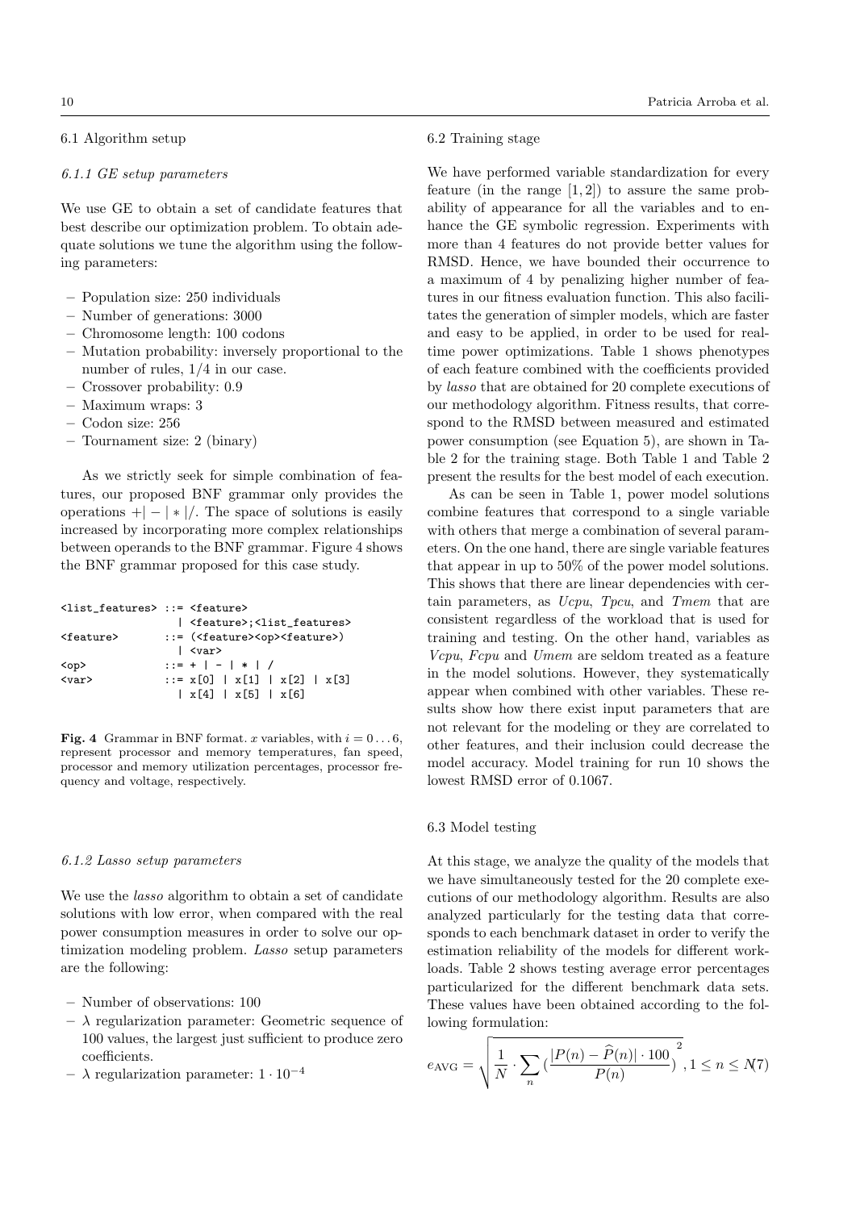### 6.1 Algorithm setup

#### 6.1.1 GE setup parameters

We use GE to obtain a set of candidate features that best describe our optimization problem. To obtain adequate solutions we tune the algorithm using the following parameters:

- Population size: 250 individuals
- Number of generations: 3000
- Chromosome length: 100 codons
- Mutation probability: inversely proportional to the number of rules, 1/4 in our case.
- Crossover probability: 0.9
- Maximum wraps: 3
- Codon size: 256
- Tournament size: 2 (binary)

As we strictly seek for simple combination of features, our proposed BNF grammar only provides the operations $+|-|*|/$. The space of solutions is easily increased by incorporating more complex relationships between operands to the BNF grammar. Figure 4 shows the BNF grammar proposed for this case study.

```
<list_features> ::= <feature>
                  | <feature>;<list_features>
<feature>       ::= (<feature><op><feature>)
                  | <var>
<op>            ::= + | - | * | /
<var>           ::= x[0] | x[1] | x[2] | x[3]
                  | x[4] | x[5] | x[6]
```

**Fig. 4** Grammar in BNF format. $x$ variables, with $i = 0 \ldots 6$, represent processor and memory temperatures, fan speed, processor and memory utilization percentages, processor frequency and voltage, respectively.

#### 6.1.2 Lasso setup parameters

We use the *lasso* algorithm to obtain a set of candidate solutions with low error, when compared with the real power consumption measures in order to solve our optimization modeling problem. *Lasso* setup parameters are the following:

- Number of observations: 100
- $\lambda$ regularization parameter: Geometric sequence of 100 values, the largest just sufficient to produce zero coefficients.
- $\lambda$ regularization parameter: $1 \cdot 10^{-4}$

### 6.2 Training stage

We have performed variable standardization for every feature (in the range $[1, 2]$) to assure the same probability of appearance for all the variables and to enhance the GE symbolic regression. Experiments with more than 4 features do not provide better values for RMSD. Hence, we have bounded their occurrence to a maximum of 4 by penalizing higher number of features in our fitness evaluation function. This also facilitates the generation of simpler models, which are faster and easy to be applied, in order to be used for real-time power optimizations. Table 1 shows phenotypes of each feature combined with the coefficients provided by *lasso* that are obtained for 20 complete executions of our methodology algorithm. Fitness results, that correspond to the RMSD between measured and estimated power consumption (see Equation 5), are shown in Table 2 for the training stage. Both Table 1 and Table 2 present the results for the best model of each execution.

As can be seen in Table 1, power model solutions combine features that correspond to a single variable with others that merge a combination of several parameters. On the one hand, there are single variable features that appear in up to 50% of the power model solutions. This shows that there are linear dependencies with certain parameters, as *Ucpu*, *Tpcu*, and *Tmem* that are consistent regardless of the workload that is used for training and testing. On the other hand, variables as *Vcpu*, *Fcpu* and *Umem* are seldom treated as a feature in the model solutions. However, they systematically appear when combined with other variables. These results show how there exist input parameters that are not relevant for the modeling or they are correlated to other features, and their inclusion could decrease the model accuracy. Model training for run 10 shows the lowest RMSD error of 0.1067.

### 6.3 Model testing

At this stage, we analyze the quality of the models that we have simultaneously tested for the 20 complete executions of our methodology algorithm. Results are also analyzed particularly for the testing data that corresponds to each benchmark dataset in order to verify the estimation reliability of the models for different workloads. Table 2 shows testing average error percentages particularized for the different benchmark data sets. These values have been obtained according to the following formulation:

$$e_{\text{AVG}} = \sqrt{\frac{1}{N} \cdot \sum_{n} \left( \frac{|P(n) - \widehat{P}(n)| \cdot 100}{P(n)} \right)^2}, 1 \leq n \leq N \quad (7)$$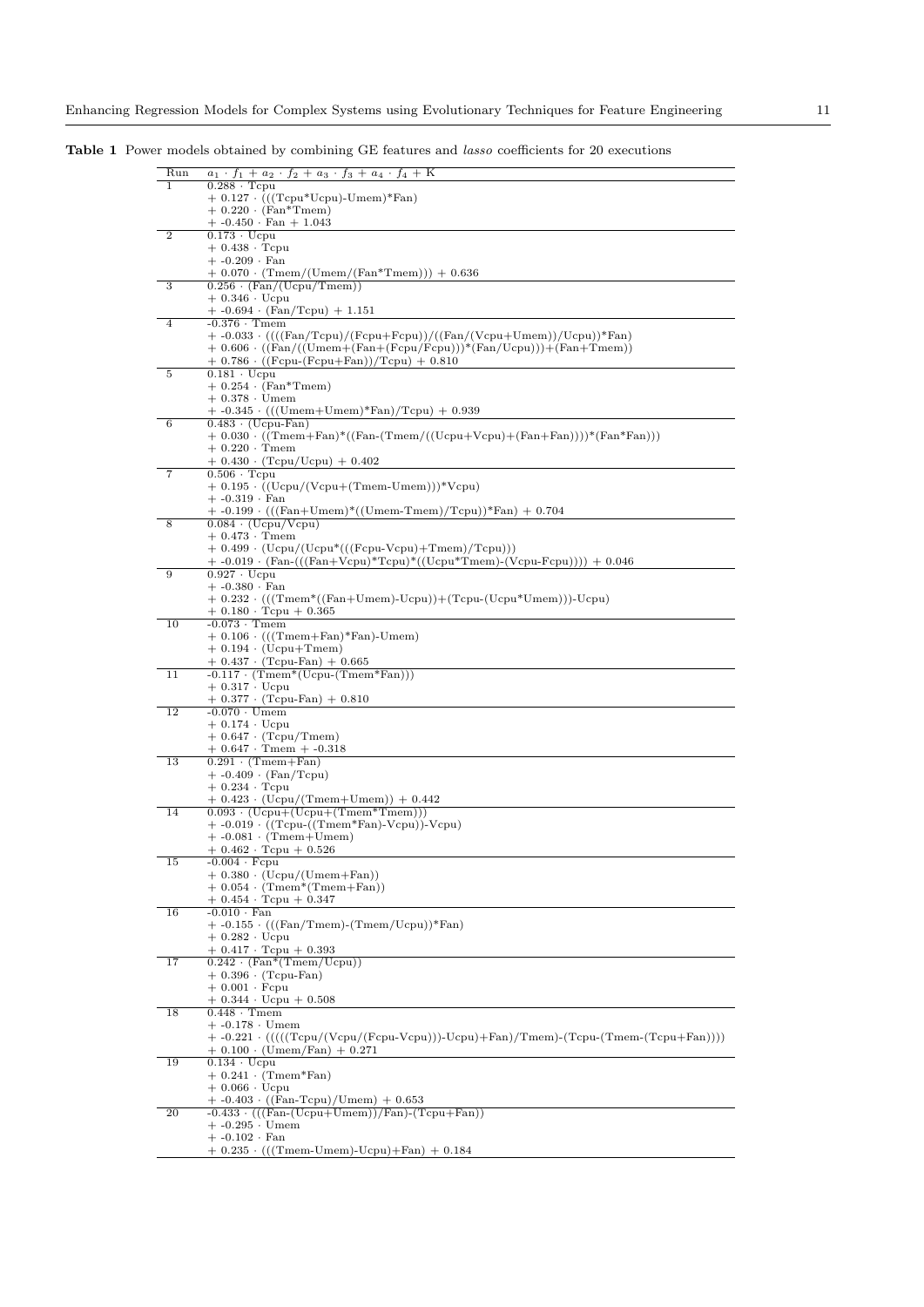**Table 1** Power models obtained by combining GE features and *lasso* coefficients for 20 executions

| Run | $a_1 \cdot f_1 + a_2 \cdot f_2 + a_3 \cdot f_3 + a_4 \cdot f_4 + K$ |
|---|---|
| 1 | 0.288 · Tcpu<br>+ 0.127 · (((Tcpu*Ucpu)-Umem)*Fan)<br>+ 0.220 · (Fan*Tmem)<br>+ -0.450 · Fan + 1.043 |
| 2 | 0.173 · Ucpu<br>+ 0.438 · Tcpu<br>+ -0.209 · Fan<br>+ 0.070 · (Tmem/(Umem/(Fan*Tmem))) + 0.636 |
| 3 | 0.256 · (Fan/(Ucpu/Tmem))<br>+ 0.346 · Ucpu<br>+ -0.694 · (Fan/Tcpu) + 1.151 |
| 4 | -0.376 · Tmem<br>+ -0.033 · ((((Fan/Tcpu)/(Fcpu+Fcpu))/((Fan/(Vcpu+Umem))/Ucpu))*Fan)<br>+ 0.606 · ((Fan/((Umem+(Fan+(Fcpu/Fcpu)))*(Fan/Ucpu)))+(Fan+Tmem))<br>+ 0.786 · ((Fcpu-(Fcpu+Fan))/Tcpu) + 0.810 |
| 5 | 0.181 · Ucpu<br>+ 0.254 · (Fan*Tmem)<br>+ 0.378 · Umem<br>+ -0.345 · (((Umem+Umem)*Fan)/Tcpu) + 0.939 |
| 6 | 0.483 · (Ucpu-Fan)<br>+ 0.030 · ((Tmem+Fan)*((Fan-(Tmem/((Ucpu+Vcpu)+(Fan+Fan))))*(Fan*Fan)))<br>+ 0.220 · Tmem<br>+ 0.430 · (Tcpu/Ucpu) + 0.402 |
| 7 | 0.506 · Tcpu<br>+ 0.195 · ((Ucpu/(Vcpu+(Tmem-Umem)))*Vcpu)<br>+ -0.319 · Fan<br>+ -0.199 · (((Fan+Umem)*((Umem-Tmem)/Tcpu))*Fan) + 0.704 |
| 8 | 0.084 · (Ucpu/Vcpu)<br>+ 0.473 · Tmem<br>+ 0.499 · (Ucpu/(Ucpu*(((Fcpu-Vcpu)+Tmem)/Tcpu)))<br>+ -0.019 · (Fan-(((Fan+Vcpu)*Tcpu)*((Ucpu*Tmem)-(Vcpu-Fcpu)))) + 0.046 |
| 9 | 0.927 · Ucpu<br>+ -0.380 · Fan<br>+ 0.232 · (((Tmem*((Fan+Umem)-Ucpu))+(Tcpu-(Ucpu*Umem)))-Ucpu)<br>+ 0.180 · Tcpu + 0.365 |
| 10 | -0.073 · Tmem<br>+ 0.106 · (((Tmem+Fan)*Fan)-Umem)<br>+ 0.194 · (Ucpu+Tmem)<br>+ 0.437 · (Tcpu-Fan) + 0.665 |
| 11 | -0.117 · (Tmem*(Ucpu-(Tmem*Fan)))<br>+ 0.317 · Ucpu<br>+ 0.377 · (Tcpu-Fan) + 0.810 |
| 12 | -0.070 · Umem<br>+ 0.174 · Ucpu<br>+ 0.647 · (Tcpu/Tmem)<br>+ 0.647 · Tmem + -0.318 |
| 13 | 0.291 · (Tmem+Fan)<br>+ -0.409 · (Fan/Tcpu)<br>+ 0.234 · Tcpu<br>+ 0.423 · (Ucpu/(Tmem+Umem)) + 0.442 |
| 14 | 0.093 · (Ucpu+(Ucpu+(Tmem*Tmem)))<br>+ -0.019 · ((Tcpu-((Tmem*Fan)-Vcpu))-Vcpu)<br>+ -0.081 · (Tmem+Umem)<br>+ 0.462 · Tcpu + 0.526 |
| 15 | -0.004 · Fcpu<br>+ 0.380 · (Ucpu/(Umem+Fan))<br>+ 0.054 · (Tmem*(Tmem+Fan))<br>+ 0.454 · Tcpu + 0.347 |
| 16 | -0.010 · Fan<br>+ -0.155 · (((Fan/Tmem)-(Tmem/Ucpu))*Fan)<br>+ 0.282 · Ucpu<br>+ 0.417 · Tcpu + 0.393 |
| 17 | 0.242 · (Fan*(Tmem/Ucpu))<br>+ 0.396 · (Tcpu-Fan)<br>+ 0.001 · Fcpu<br>+ 0.344 · Ucpu + 0.508 |
| 18 | 0.448 · Tmem<br>+ -0.178 · Umem<br>+ -0.221 · (((((Tcpu/(Vcpu/(Fcpu-Vcpu)))-Ucpu)+Fan)/Tmem)-(Tcpu-(Tmem-(Tcpu+Fan))))<br>+ 0.100 · (Umem/Fan) + 0.271 |
| 19 | 0.134 · Ucpu<br>+ 0.241 · (Tmem*Fan)<br>+ 0.066 · Ucpu<br>+ -0.403 · ((Fan-Tcpu)/Umem) + 0.653 |
| 20 | -0.433 · (((Fan-(Ucpu+Umem))/Fan)-(Tcpu+Fan))<br>+ -0.295 · Umem<br>+ -0.102 · Fan<br>+ 0.235 · (((Tmem-Umem)-Ucpu)+Fan) + 0.184 |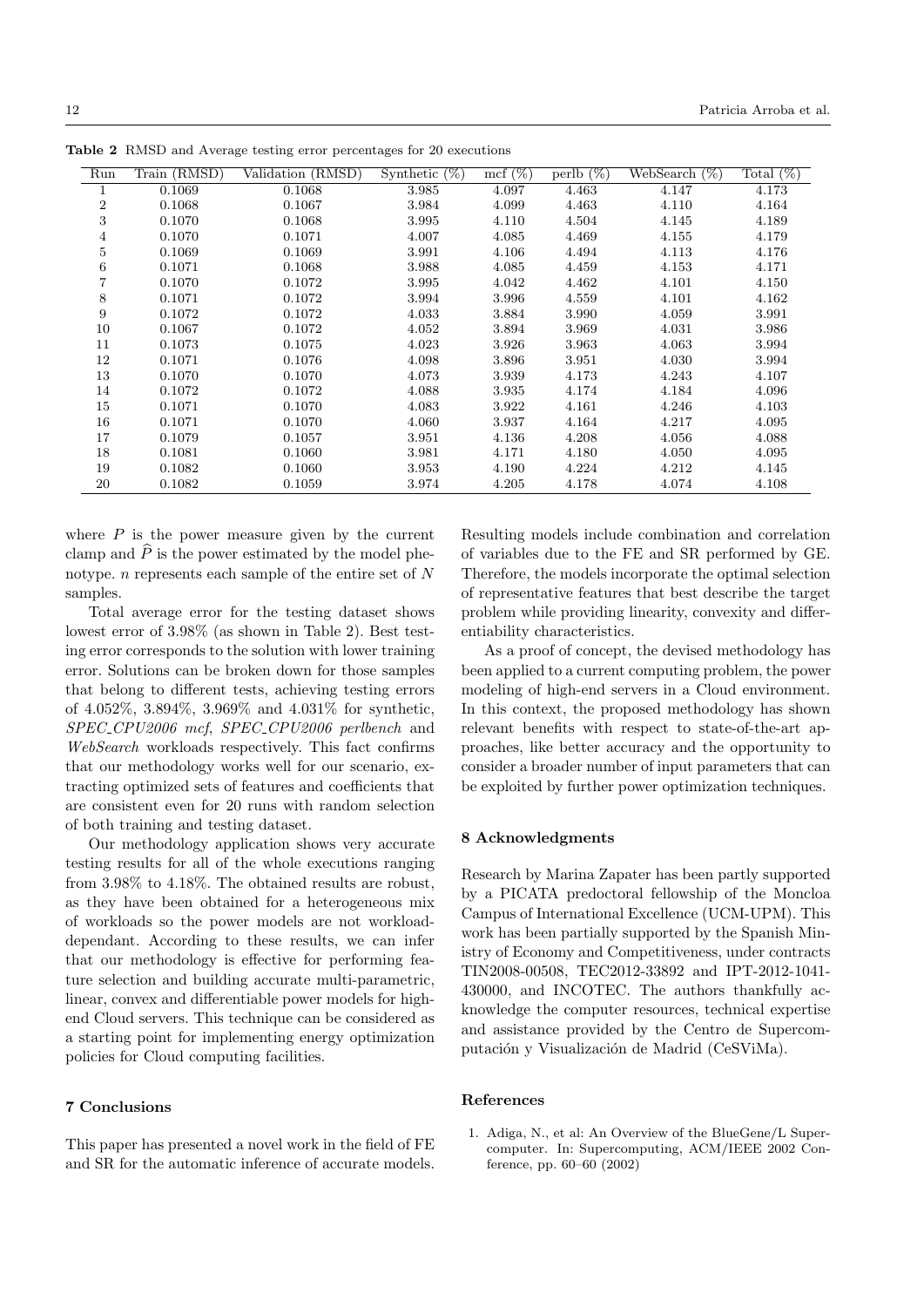**Table 2** RMSD and Average testing error percentages for 20 executions

| Run | Train (RMSD) | Validation (RMSD) | Synthetic (%) | mcf (%) | perlb (%) | WebSearch (%) | Total (%) |
|---|---|---|---|---|---|---|---|
| 1 | 0.1069 | 0.1068 | 3.985 | 4.097 | 4.463 | 4.147 | 4.173 |
| 2 | 0.1068 | 0.1067 | 3.984 | 4.099 | 4.463 | 4.110 | 4.164 |
| 3 | 0.1070 | 0.1068 | 3.995 | 4.110 | 4.504 | 4.145 | 4.189 |
| 4 | 0.1070 | 0.1071 | 4.007 | 4.085 | 4.469 | 4.155 | 4.179 |
| 5 | 0.1069 | 0.1069 | 3.991 | 4.106 | 4.494 | 4.113 | 4.176 |
| 6 | 0.1071 | 0.1068 | 3.988 | 4.085 | 4.459 | 4.153 | 4.171 |
| 7 | 0.1070 | 0.1072 | 3.995 | 4.042 | 4.462 | 4.101 | 4.150 |
| 8 | 0.1071 | 0.1072 | 3.994 | 3.996 | 4.559 | 4.101 | 4.162 |
| 9 | 0.1072 | 0.1072 | 4.033 | 3.884 | 3.990 | 4.059 | 3.991 |
| 10 | 0.1067 | 0.1072 | 4.052 | 3.894 | 3.969 | 4.031 | 3.986 |
| 11 | 0.1073 | 0.1075 | 4.023 | 3.926 | 3.963 | 4.063 | 3.994 |
| 12 | 0.1071 | 0.1076 | 4.098 | 3.896 | 3.951 | 4.030 | 3.994 |
| 13 | 0.1070 | 0.1070 | 4.073 | 3.939 | 4.173 | 4.243 | 4.107 |
| 14 | 0.1072 | 0.1072 | 4.088 | 3.935 | 4.174 | 4.184 | 4.096 |
| 15 | 0.1071 | 0.1070 | 4.083 | 3.922 | 4.161 | 4.246 | 4.103 |
| 16 | 0.1071 | 0.1070 | 4.060 | 3.937 | 4.164 | 4.217 | 4.095 |
| 17 | 0.1079 | 0.1057 | 3.951 | 4.136 | 4.208 | 4.056 | 4.088 |
| 18 | 0.1081 | 0.1060 | 3.981 | 4.171 | 4.180 | 4.050 | 4.095 |
| 19 | 0.1082 | 0.1060 | 3.953 | 4.190 | 4.224 | 4.212 | 4.145 |
| 20 | 0.1082 | 0.1059 | 3.974 | 4.205 | 4.178 | 4.074 | 4.108 |

where $P$ is the power measure given by the current clamp and $\widehat{P}$ is the power estimated by the model phenotype. $n$ represents each sample of the entire set of $N$ samples.

Total average error for the testing dataset shows lowest error of 3.98% (as shown in Table 2). Best testing error corresponds to the solution with lower training error. Solutions can be broken down for those samples that belong to different tests, achieving testing errors of 4.052%, 3.894%, 3.969% and 4.031% for synthetic, *SPEC_CPU2006 mcf*, *SPEC_CPU2006 perlbench* and *WebSearch* workloads respectively. This fact confirms that our methodology works well for our scenario, extracting optimized sets of features and coefficients that are consistent even for 20 runs with random selection of both training and testing dataset.

Our methodology application shows very accurate testing results for all of the whole executions ranging from 3.98% to 4.18%. The obtained results are robust, as they have been obtained for a heterogeneous mix of workloads so the power models are not workload-dependant. According to these results, we can infer that our methodology is effective for performing feature selection and building accurate multi-parametric, linear, convex and differentiable power models for high-end Cloud servers. This technique can be considered as a starting point for implementing energy optimization policies for Cloud computing facilities.

## 7 Conclusions

This paper has presented a novel work in the field of FE and SR for the automatic inference of accurate models. Resulting models include combination and correlation of variables due to the FE and SR performed by GE. Therefore, the models incorporate the optimal selection of representative features that best describe the target problem while providing linearity, convexity and differentiability characteristics.

As a proof of concept, the devised methodology has been applied to a current computing problem, the power modeling of high-end servers in a Cloud environment. In this context, the proposed methodology has shown relevant benefits with respect to state-of-the-art approaches, like better accuracy and the opportunity to consider a broader number of input parameters that can be exploited by further power optimization techniques.

## 8 Acknowledgments

Research by Marina Zapater has been partly supported by a PICATA predoctoral fellowship of the Moncloa Campus of International Excellence (UCM-UPM). This work has been partially supported by the Spanish Ministry of Economy and Competitiveness, under contracts TIN2008-00508, TEC2012-33892 and IPT-2012-1041-430000, and INCOTEC. The authors thankfully acknowledge the computer resources, technical expertise and assistance provided by the Centro de Supercomputación y Visualización de Madrid (CeSViMa).

## References

1. Adiga, N., et al: An Overview of the BlueGene/L Supercomputer. In: Supercomputing, ACM/IEEE 2002 Conference, pp. 60–60 (2002)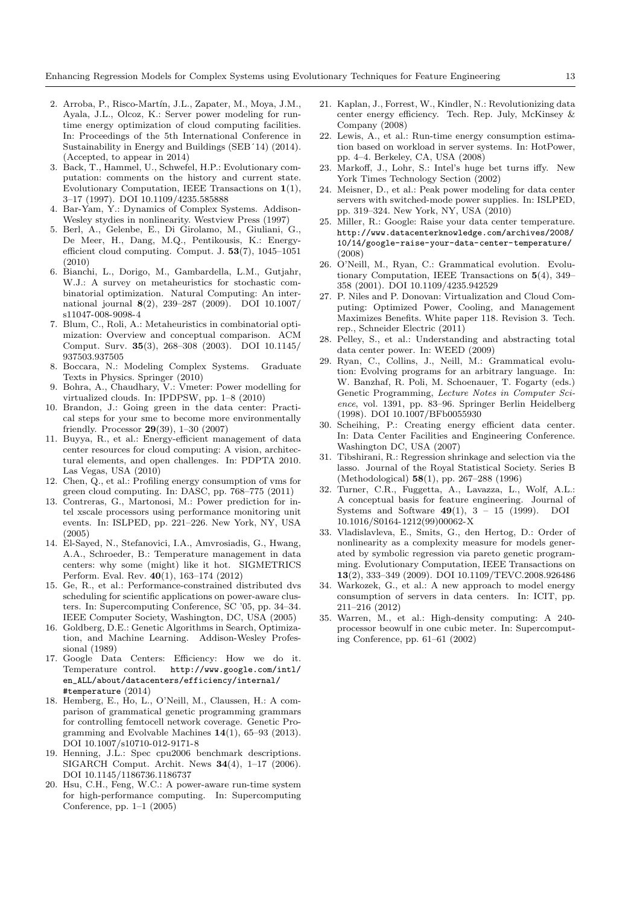2. Arroba, P., Risco-Martín, J.L., Zapater, M., Moya, J.M., Ayala, J.L., Olcoz, K.: Server power modeling for run-time energy optimization of cloud computing facilities. In: Proceedings of the 5th International Conference in Sustainability in Energy and Buildings (SEB´14) (2014). (Accepted, to appear in 2014)
3. Back, T., Hammel, U., Schwefel, H.P.: Evolutionary computation: comments on the history and current state. Evolutionary Computation, IEEE Transactions on **1**(1), 3–17 (1997). DOI 10.1109/4235.585888
4. Bar-Yam, Y.: Dynamics of Complex Systems. Addison-Wesley stydies in nonlinearity. Westview Press (1997)
5. Berl, A., Gelenbe, E., Di Girolamo, M., Giuliani, G., De Meer, H., Dang, M.Q., Pentikousis, K.: Energy-efficient cloud computing. Comput. J. **53**(7), 1045–1051 (2010)
6. Bianchi, L., Dorigo, M., Gambardella, L.M., Gutjahr, W.J.: A survey on metaheuristics for stochastic combinatorial optimization. Natural Computing: An international journal **8**(2), 239–287 (2009). DOI 10.1007/s11047-008-9098-4
7. Blum, C., Roli, A.: Metaheuristics in combinatorial optimization: Overview and conceptual comparison. ACM Comput. Surv. **35**(3), 268–308 (2003). DOI 10.1145/937503.937505
8. Boccara, N.: Modeling Complex Systems. Graduate Texts in Physics. Springer (2010)
9. Bohra, A., Chaudhary, V.: Vmeter: Power modelling for virtualized clouds. In: IPDPSW, pp. 1–8 (2010)
10. Brandon, J.: Going green in the data center: Practical steps for your sme to become more environmentally friendly. Processor **29**(39), 1–30 (2007)
11. Buyya, R., et al.: Energy-efficient management of data center resources for cloud computing: A vision, architectural elements, and open challenges. In: PDPTA 2010. Las Vegas, USA (2010)
12. Chen, Q., et al.: Profiling energy consumption of vms for green cloud computing. In: DASC, pp. 768–775 (2011)
13. Contreras, G., Martonosi, M.: Power prediction for intel xscale processors using performance monitoring unit events. In: ISLPED, pp. 221–226. New York, NY, USA (2005)
14. El-Sayed, N., Stefanovici, I.A., Amvrosiadis, G., Hwang, A.A., Schroeder, B.: Temperature management in data centers: why some (might) like it hot. SIGMETRICS Perform. Eval. Rev. **40**(1), 163–174 (2012)
15. Ge, R., et al.: Performance-constrained distributed dvs scheduling for scientific applications on power-aware clusters. In: Supercomputing Conference, SC '05, pp. 34–34. IEEE Computer Society, Washington, DC, USA (2005)
16. Goldberg, D.E.: Genetic Algorithms in Search, Optimization, and Machine Learning. Addison-Wesley Professional (1989)
17. Google Data Centers: Efficiency: How we do it. Temperature control. `http://www.google.com/intl/en_ALL/about/datacenters/efficiency/internal/#temperature` (2014)
18. Hemberg, E., Ho, L., O'Neill, M., Claussen, H.: A comparison of grammatical genetic programming grammars for controlling femtocell network coverage. Genetic Programming and Evolvable Machines **14**(1), 65–93 (2013). DOI 10.1007/s10710-012-9171-8
19. Henning, J.L.: Spec cpu2006 benchmark descriptions. SIGARCH Comput. Archit. News **34**(4), 1–17 (2006). DOI 10.1145/1186736.1186737
20. Hsu, C.H., Feng, W.C.: A power-aware run-time system for high-performance computing. In: Supercomputing Conference, pp. 1–1 (2005)
21. Kaplan, J., Forrest, W., Kindler, N.: Revolutionizing data center energy efficiency. Tech. Rep. July, McKinsey & Company (2008)
22. Lewis, A., et al.: Run-time energy consumption estimation based on workload in server systems. In: HotPower, pp. 4–4. Berkeley, CA, USA (2008)
23. Markoff, J., Lohr, S.: Intel's huge bet turns iffy. New York Times Technology Section (2002)
24. Meisner, D., et al.: Peak power modeling for data center servers with switched-mode power supplies. In: ISLPED, pp. 319–324. New York, NY, USA (2010)
25. Miller, R.: Google: Raise your data center temperature. `http://www.datacenterknowledge.com/archives/2008/10/14/google-raise-your-data-center-temperature/` (2008)
26. O'Neill, M., Ryan, C.: Grammatical evolution. Evolutionary Computation, IEEE Transactions on **5**(4), 349–358 (2001). DOI 10.1109/4235.942529
27. P. Niles and P. Donovan: Virtualization and Cloud Computing: Optimized Power, Cooling, and Management Maximizes Benefits. White paper 118. Revision 3. Tech. rep., Schneider Electric (2011)
28. Pelley, S., et al.: Understanding and abstracting total data center power. In: WEED (2009)
29. Ryan, C., Collins, J., Neill, M.: Grammatical evolution: Evolving programs for an arbitrary language. In: W. Banzhaf, R. Poli, M. Schoenauer, T. Fogarty (eds.) Genetic Programming, *Lecture Notes in Computer Science*, vol. 1391, pp. 83–96. Springer Berlin Heidelberg (1998). DOI 10.1007/BFb0055930
30. Scheihing, P.: Creating energy efficient data center. In: Data Center Facilities and Engineering Conference. Washington DC, USA (2007)
31. Tibshirani, R.: Regression shrinkage and selection via the lasso. Journal of the Royal Statistical Society. Series B (Methodological) **58**(1), pp. 267–288 (1996)
32. Turner, C.R., Fuggetta, A., Lavazza, L., Wolf, A.L.: A conceptual basis for feature engineering. Journal of Systems and Software **49**(1), 3 – 15 (1999). DOI 10.1016/S0164-1212(99)00062-X
33. Vladislavleva, E., Smits, G., den Hertog, D.: Order of nonlinearity as a complexity measure for models generated by symbolic regression via pareto genetic programming. Evolutionary Computation, IEEE Transactions on **13**(2), 333–349 (2009). DOI 10.1109/TEVC.2008.926486
34. Warkozek, G., et al.: A new approach to model energy consumption of servers in data centers. In: ICIT, pp. 211–216 (2012)
35. Warren, M., et al.: High-density computing: A 240-processor beowulf in one cubic meter. In: Supercomputing Conference, pp. 61–61 (2002)